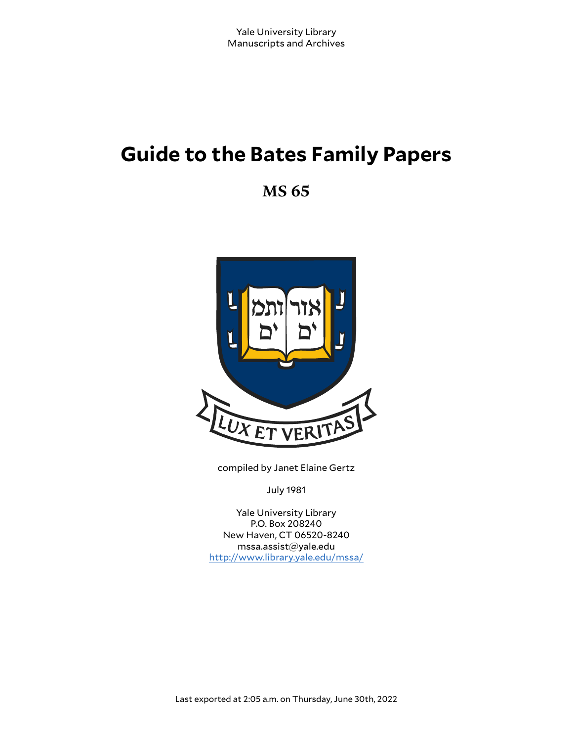Yale University Library
Manuscripts and Archives

# Guide to the Bates Family Papers

## MS 65

compiled by Janet Elaine Gertz

July 1981

Yale University Library
P.O. Box 208240
New Haven, CT 06520-8240
mssa.assist@yale.edu
http://www.library.yale.edu/mssa/

Last exported at 2:05 a.m. on Thursday, June 30th, 2022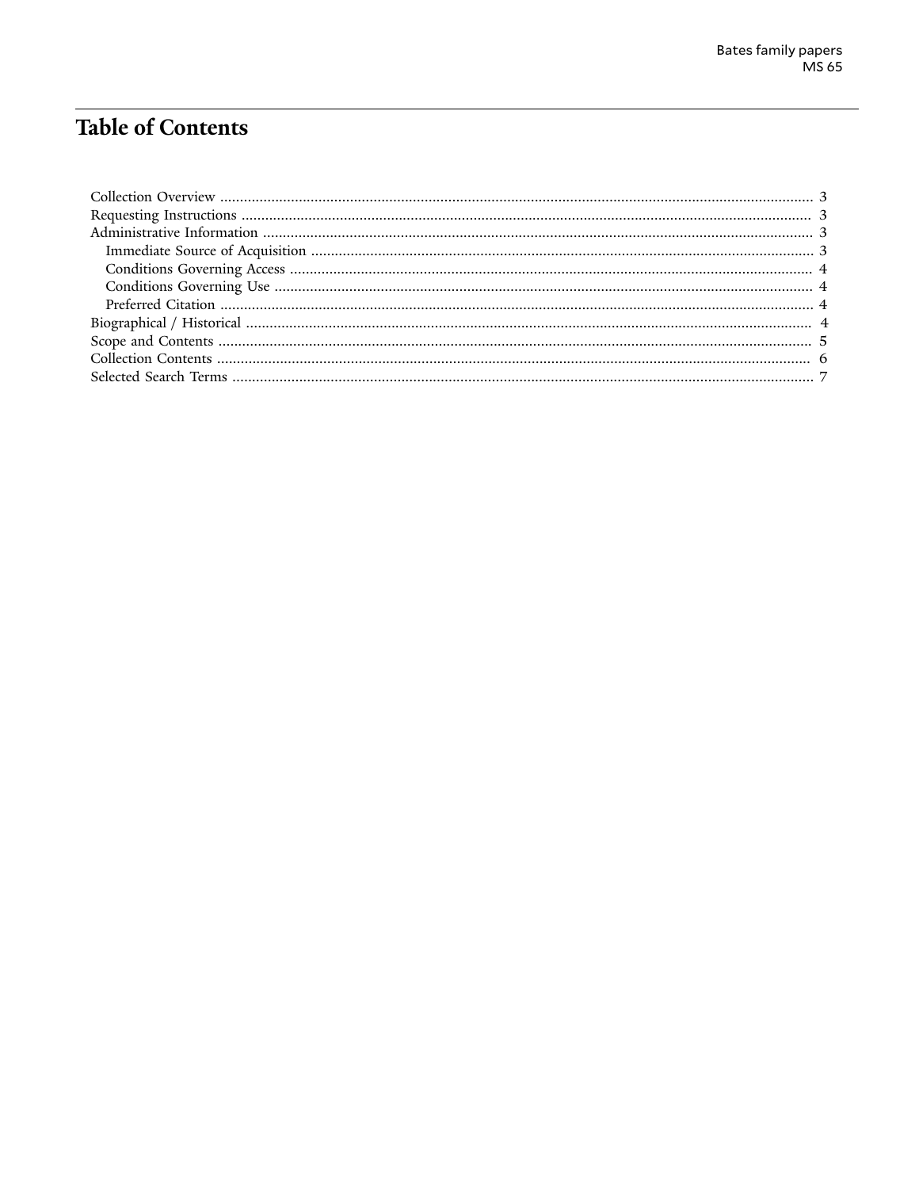# Table of Contents

- Collection Overview ........................................................ 3
- Requesting Instructions ........................................................ 3
- Administrative Information ........................................................ 3
  - Immediate Source of Acquisition ........................................................ 3
  - Conditions Governing Access ........................................................ 4
  - Conditions Governing Use ........................................................ 4
  - Preferred Citation ........................................................ 4
- Biographical / Historical ........................................................ 4
- Scope and Contents ........................................................ 5
- Collection Contents ........................................................ 6
- Selected Search Terms ........................................................ 7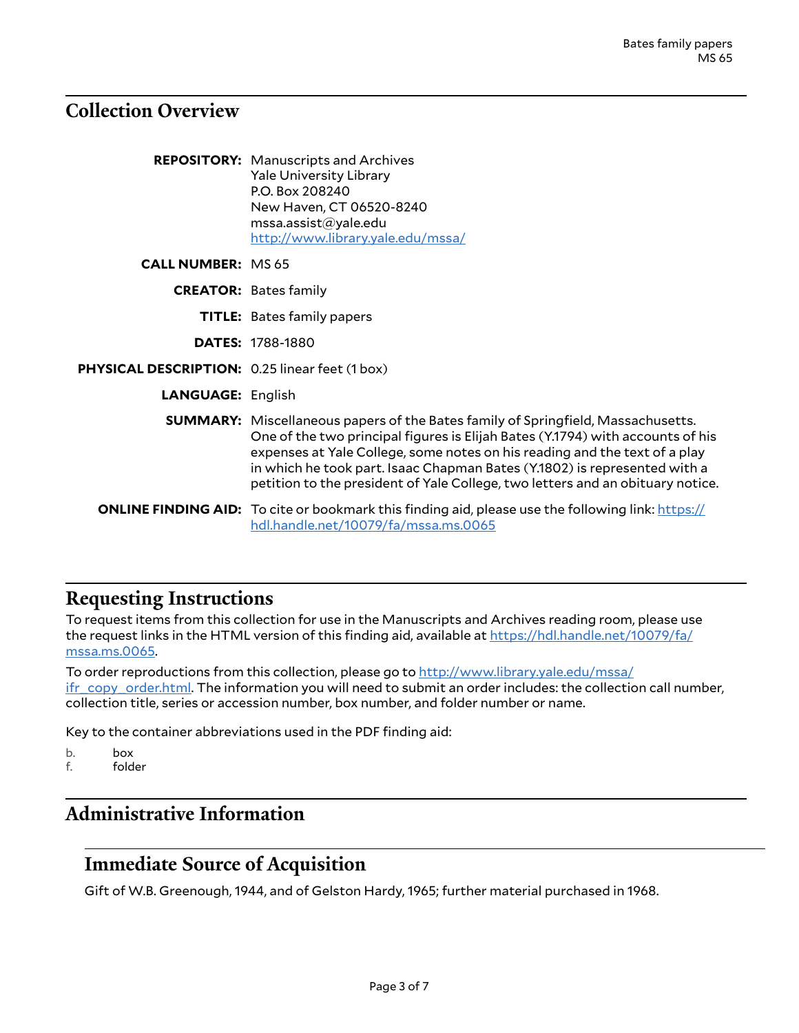## Collection Overview

**REPOSITORY:** Manuscripts and Archives
Yale University Library
P.O. Box 208240
New Haven, CT 06520-8240
mssa.assist@yale.edu
http://www.library.yale.edu/mssa/

**CALL NUMBER:** MS 65

**CREATOR:** Bates family

**TITLE:** Bates family papers

**DATES:** 1788-1880

**PHYSICAL DESCRIPTION:** 0.25 linear feet (1 box)

**LANGUAGE:** English

**SUMMARY:** Miscellaneous papers of the Bates family of Springfield, Massachusetts. One of the two principal figures is Elijah Bates (Y.1794) with accounts of his expenses at Yale College, some notes on his reading and the text of a play in which he took part. Isaac Chapman Bates (Y.1802) is represented with a petition to the president of Yale College, two letters and an obituary notice.

**ONLINE FINDING AID:** To cite or bookmark this finding aid, please use the following link: https://hdl.handle.net/10079/fa/mssa.ms.0065

## Requesting Instructions

To request items from this collection for use in the Manuscripts and Archives reading room, please use the request links in the HTML version of this finding aid, available at https://hdl.handle.net/10079/fa/mssa.ms.0065.

To order reproductions from this collection, please go to http://www.library.yale.edu/mssa/ifr_copy_order.html. The information you will need to submit an order includes: the collection call number, collection title, series or accession number, box number, and folder number or name.

Key to the container abbreviations used in the PDF finding aid:

b. box
f. folder

## Administrative Information

### Immediate Source of Acquisition

Gift of W.B. Greenough, 1944, and of Gelston Hardy, 1965; further material purchased in 1968.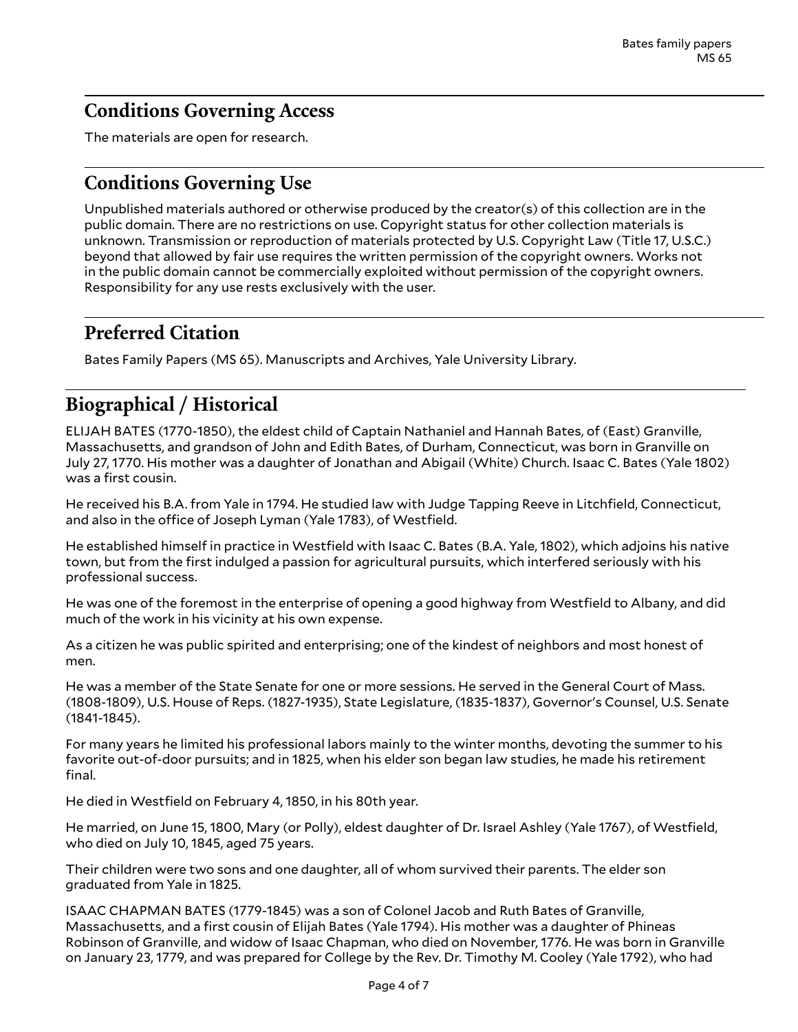## Conditions Governing Access

The materials are open for research.

## Conditions Governing Use

Unpublished materials authored or otherwise produced by the creator(s) of this collection are in the public domain. There are no restrictions on use. Copyright status for other collection materials is unknown. Transmission or reproduction of materials protected by U.S. Copyright Law (Title 17, U.S.C.) beyond that allowed by fair use requires the written permission of the copyright owners. Works not in the public domain cannot be commercially exploited without permission of the copyright owners. Responsibility for any use rests exclusively with the user.

## Preferred Citation

Bates Family Papers (MS 65). Manuscripts and Archives, Yale University Library.

# Biographical / Historical

ELIJAH BATES (1770-1850), the eldest child of Captain Nathaniel and Hannah Bates, of (East) Granville, Massachusetts, and grandson of John and Edith Bates, of Durham, Connecticut, was born in Granville on July 27, 1770. His mother was a daughter of Jonathan and Abigail (White) Church. Isaac C. Bates (Yale 1802) was a first cousin.

He received his B.A. from Yale in 1794. He studied law with Judge Tapping Reeve in Litchfield, Connecticut, and also in the office of Joseph Lyman (Yale 1783), of Westfield.

He established himself in practice in Westfield with Isaac C. Bates (B.A. Yale, 1802), which adjoins his native town, but from the first indulged a passion for agricultural pursuits, which interfered seriously with his professional success.

He was one of the foremost in the enterprise of opening a good highway from Westfield to Albany, and did much of the work in his vicinity at his own expense.

As a citizen he was public spirited and enterprising; one of the kindest of neighbors and most honest of men.

He was a member of the State Senate for one or more sessions. He served in the General Court of Mass. (1808-1809), U.S. House of Reps. (1827-1935), State Legislature, (1835-1837), Governor's Counsel, U.S. Senate (1841-1845).

For many years he limited his professional labors mainly to the winter months, devoting the summer to his favorite out-of-door pursuits; and in 1825, when his elder son began law studies, he made his retirement final.

He died in Westfield on February 4, 1850, in his 80th year.

He married, on June 15, 1800, Mary (or Polly), eldest daughter of Dr. Israel Ashley (Yale 1767), of Westfield, who died on July 10, 1845, aged 75 years.

Their children were two sons and one daughter, all of whom survived their parents. The elder son graduated from Yale in 1825.

ISAAC CHAPMAN BATES (1779-1845) was a son of Colonel Jacob and Ruth Bates of Granville, Massachusetts, and a first cousin of Elijah Bates (Yale 1794). His mother was a daughter of Phineas Robinson of Granville, and widow of Isaac Chapman, who died on November, 1776. He was born in Granville on January 23, 1779, and was prepared for College by the Rev. Dr. Timothy M. Cooley (Yale 1792), who had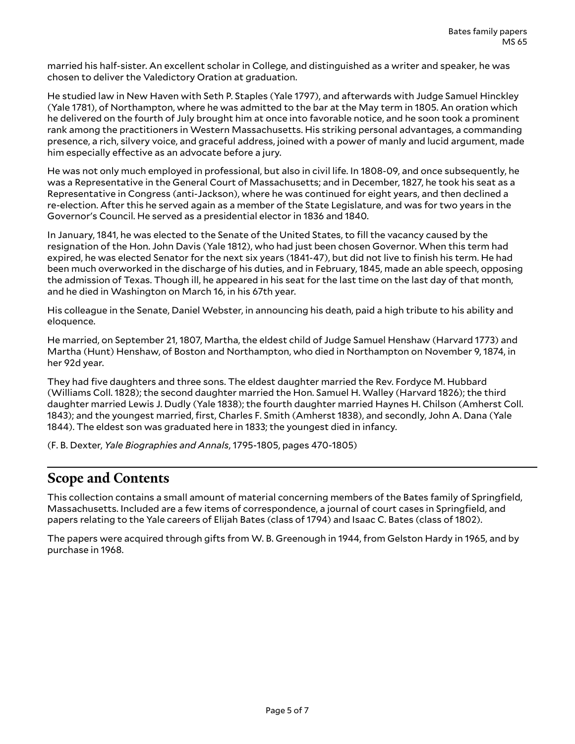married his half-sister. An excellent scholar in College, and distinguished as a writer and speaker, he was chosen to deliver the Valedictory Oration at graduation.

He studied law in New Haven with Seth P. Staples (Yale 1797), and afterwards with Judge Samuel Hinckley (Yale 1781), of Northampton, where he was admitted to the bar at the May term in 1805. An oration which he delivered on the fourth of July brought him at once into favorable notice, and he soon took a prominent rank among the practitioners in Western Massachusetts. His striking personal advantages, a commanding presence, a rich, silvery voice, and graceful address, joined with a power of manly and lucid argument, made him especially effective as an advocate before a jury.

He was not only much employed in professional, but also in civil life. In 1808-09, and once subsequently, he was a Representative in the General Court of Massachusetts; and in December, 1827, he took his seat as a Representative in Congress (anti-Jackson), where he was continued for eight years, and then declined a re-election. After this he served again as a member of the State Legislature, and was for two years in the Governor's Council. He served as a presidential elector in 1836 and 1840.

In January, 1841, he was elected to the Senate of the United States, to fill the vacancy caused by the resignation of the Hon. John Davis (Yale 1812), who had just been chosen Governor. When this term had expired, he was elected Senator for the next six years (1841-47), but did not live to finish his term. He had been much overworked in the discharge of his duties, and in February, 1845, made an able speech, opposing the admission of Texas. Though ill, he appeared in his seat for the last time on the last day of that month, and he died in Washington on March 16, in his 67th year.

His colleague in the Senate, Daniel Webster, in announcing his death, paid a high tribute to his ability and eloquence.

He married, on September 21, 1807, Martha, the eldest child of Judge Samuel Henshaw (Harvard 1773) and Martha (Hunt) Henshaw, of Boston and Northampton, who died in Northampton on November 9, 1874, in her 92d year.

They had five daughters and three sons. The eldest daughter married the Rev. Fordyce M. Hubbard (Williams Coll. 1828); the second daughter married the Hon. Samuel H. Walley (Harvard 1826); the third daughter married Lewis J. Dudly (Yale 1838); the fourth daughter married Haynes H. Chilson (Amherst Coll. 1843); and the youngest married, first, Charles F. Smith (Amherst 1838), and secondly, John A. Dana (Yale 1844). The eldest son was graduated here in 1833; the youngest died in infancy.

(F. B. Dexter, *Yale Biographies and Annals*, 1795-1805, pages 470-1805)

## Scope and Contents

This collection contains a small amount of material concerning members of the Bates family of Springfield, Massachusetts. Included are a few items of correspondence, a journal of court cases in Springfield, and papers relating to the Yale careers of Elijah Bates (class of 1794) and Isaac C. Bates (class of 1802).

The papers were acquired through gifts from W. B. Greenough in 1944, from Gelston Hardy in 1965, and by purchase in 1968.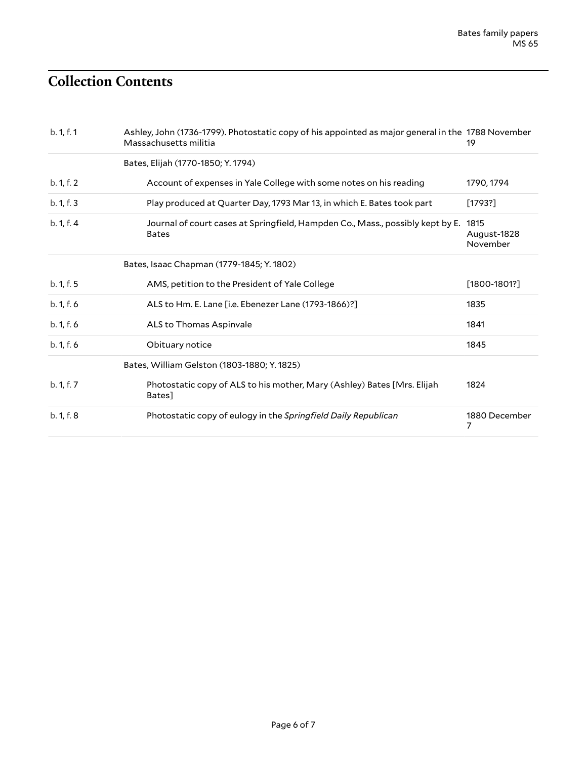## Collection Contents

| | | |
|---|---|---|
| b. 1, f. 1 | Ashley, John (1736-1799). Photostatic copy of his appointed as major general in the Massachusetts militia | 1788 November 19 |
| | Bates, Elijah (1770-1850; Y. 1794) | |
| b. 1, f. 2 | Account of expenses in Yale College with some notes on his reading | 1790, 1794 |
| b. 1, f. 3 | Play produced at Quarter Day, 1793 Mar 13, in which E. Bates took part | [1793?] |
| b. 1, f. 4 | Journal of court cases at Springfield, Hampden Co., Mass., possibly kept by E. Bates | 1815 August-1828 November |
| | Bates, Isaac Chapman (1779-1845; Y. 1802) | |
| b. 1, f. 5 | AMS, petition to the President of Yale College | [1800-1801?] |
| b. 1, f. 6 | ALS to Hm. E. Lane [i.e. Ebenezer Lane (1793-1866)?] | 1835 |
| b. 1, f. 6 | ALS to Thomas Aspinvale | 1841 |
| b. 1, f. 6 | Obituary notice | 1845 |
| | Bates, William Gelston (1803-1880; Y. 1825) | |
| b. 1, f. 7 | Photostatic copy of ALS to his mother, Mary (Ashley) Bates [Mrs. Elijah Bates] | 1824 |
| b. 1, f. 8 | Photostatic copy of eulogy in the *Springfield Daily Republican* | 1880 December 7 |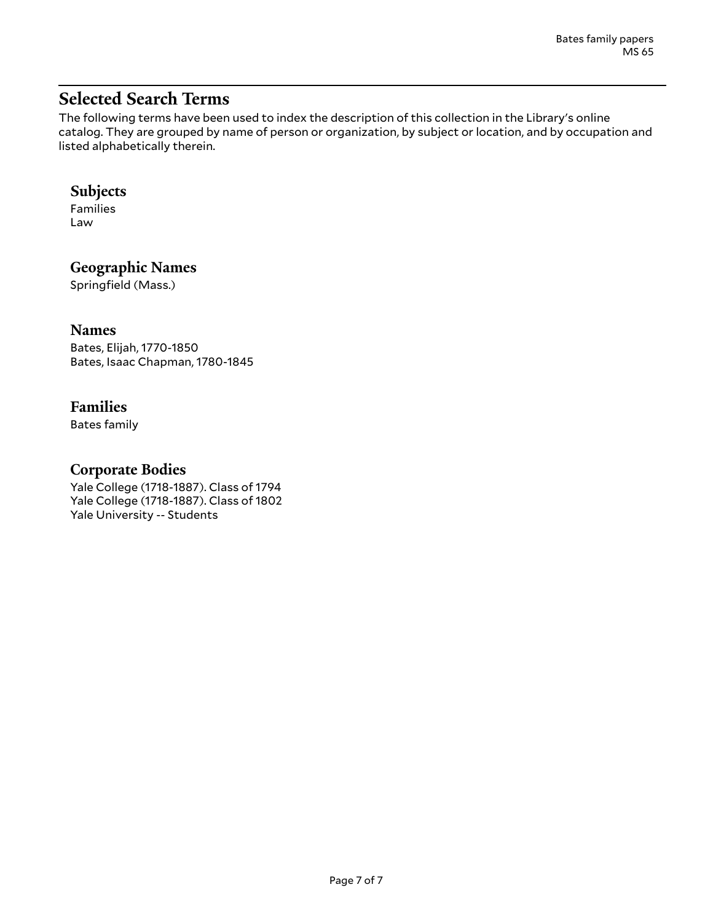## Selected Search Terms

The following terms have been used to index the description of this collection in the Library's online catalog. They are grouped by name of person or organization, by subject or location, and by occupation and listed alphabetically therein.

### Subjects

Families
Law

### Geographic Names

Springfield (Mass.)

### Names

Bates, Elijah, 1770-1850
Bates, Isaac Chapman, 1780-1845

### Families

Bates family

### Corporate Bodies

Yale College (1718-1887). Class of 1794
Yale College (1718-1887). Class of 1802
Yale University -- Students